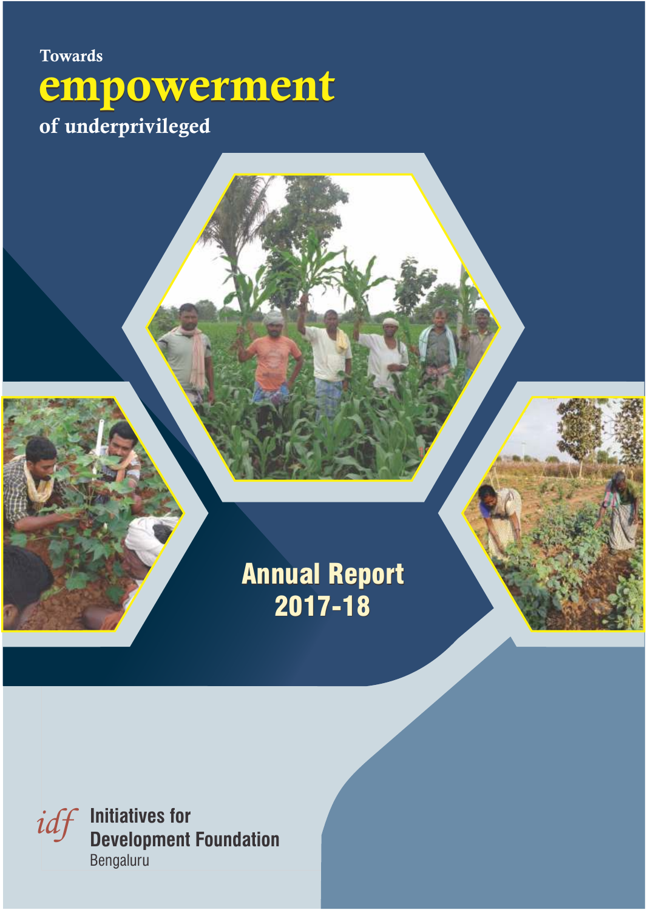Towards

# empowerment

of underprivileged

## Annual Report 2017-18

idf Initiatives for Development Foundation

Bengaluru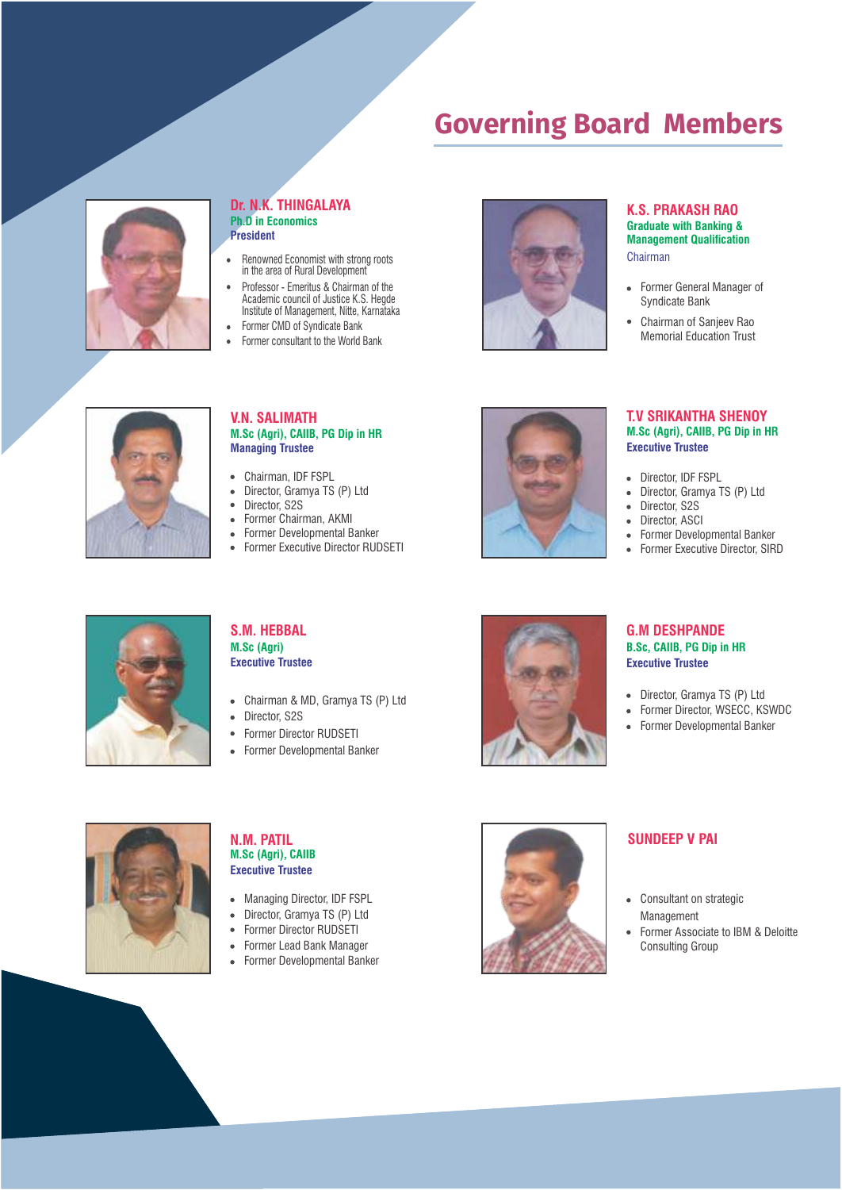# Governing Board Members

### Dr. N.K. THINGALAYA
**Ph.D in Economics**
**President**

- Renowned Economist with strong roots in the area of Rural Development
- Professor - Emeritus & Chairman of the Academic council of Justice K.S. Hegde Institute of Management, Nitte, Karnataka
- Former CMD of Syndicate Bank
- Former consultant to the World Bank

### K.S. PRAKASH RAO
**Graduate with Banking & Management Qualification**
Chairman

- Former General Manager of Syndicate Bank
- Chairman of Sanjeev Rao Memorial Education Trust

### V.N. SALIMATH
**M.Sc (Agri), CAIIB, PG Dip in HR**
**Managing Trustee**

- Chairman, IDF FSPL
- Director, Gramya TS (P) Ltd
- Director, S2S
- Former Chairman, AKMI
- Former Developmental Banker
- Former Executive Director RUDSETI

### T.V SRIKANTHA SHENOY
**M.Sc (Agri), CAIIB, PG Dip in HR**
**Executive Trustee**

- Director, IDF FSPL
- Director, Gramya TS (P) Ltd
- Director, S2S
- Director, ASCI
- Former Developmental Banker
- Former Executive Director, SIRD

### S.M. HEBBAL
**M.Sc (Agri)**
**Executive Trustee**

- Chairman & MD, Gramya TS (P) Ltd
- Director, S2S
- Former Director RUDSETI
- Former Developmental Banker

### G.M DESHPANDE
**B.Sc, CAIIB, PG Dip in HR**
**Executive Trustee**

- Director, Gramya TS (P) Ltd
- Former Director, WSECC, KSWDC
- Former Developmental Banker

### N.M. PATIL
**M.Sc (Agri), CAIIB**
**Executive Trustee**

- Managing Director, IDF FSPL
- Director, Gramya TS (P) Ltd
- Former Director RUDSETI
- Former Lead Bank Manager
- Former Developmental Banker

### SUNDEEP V PAI

- Consultant on strategic Management
- Former Associate to IBM & Deloitte Consulting Group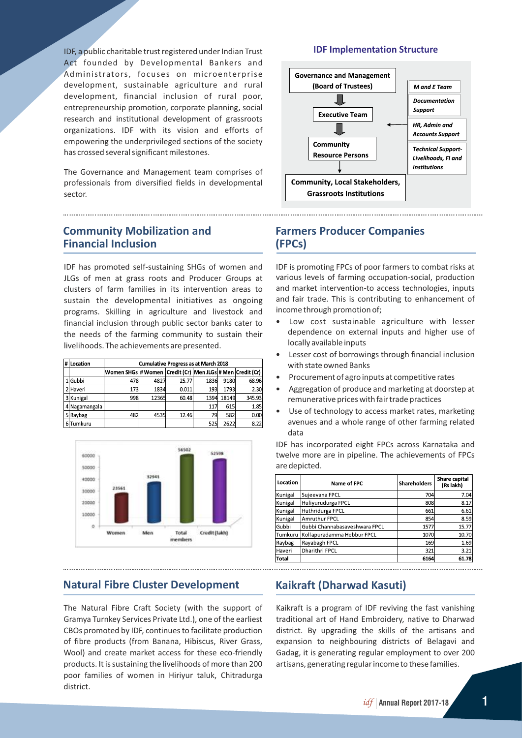IDF, a public charitable trust registered under Indian Trust Act founded by Developmental Bankers and Administrators, focuses on microenterprise development, sustainable agriculture and rural development, financial inclusion of rural poor, entrepreneurship promotion, corporate planning, social research and institutional development of grassroots organizations. IDF with its vision and efforts of empowering the underprivileged sections of the society has crossed several significant milestones.

The Governance and Management team comprises of professionals from diversified fields in developmental sector.

### IDF Implementation Structure

- Governance and Management (Board of Trustees)
- Executive Team
- Community Resource Persons
- Community, Local Stakeholders, Grassroots Institutions

Support: *M and E Team*; *Documentation Support*; *HR, Admin and Accounts Support*; *Technical Support- Livelihoods, FI and Institutions*

## Community Mobilization and Financial Inclusion

IDF has promoted self-sustaining SHGs of women and JLGs of men at grass roots and Producer Groups at clusters of farm families in its intervention areas to sustain the developmental initiatives as ongoing programs. Skilling in agriculture and livestock and financial inclusion through public sector banks cater to the needs of the farming community to sustain their livelihoods. The achievements are presented.

| # | Location | Cumulative Progress as at March 2018 | | | | | |
|---|---|---|---|---|---|---|---|
| | | Women SHGs | # Women | Credit (Cr) | Men JLGs | # Men | Credit (Cr) |
| 1 | Gubbi | 478 | 4827 | 25.77 | 1836 | 9180 | 68.96 |
| 2 | Haveri | 173 | 1834 | 0.011 | 193 | 1793 | 2.30 |
| 3 | Kunigal | 998 | 12365 | 60.48 | 1394 | 18149 | 345.93 |
| 4 | Nagamangala | | | | 117 | 615 | 1.85 |
| 5 | Raybag | 482 | 4535 | 12.46 | 79 | 582 | 0.00 |
| 6 | Tumkuru | | | | 525 | 2622 | 8.22 |

| | Women | Men | Total members | Credit (lakh) |
|---|---|---|---|---|
| Value | 23561 | 32941 | 56502 | 52598 |

## Farmers Producer Companies (FPCs)

IDF is promoting FPCs of poor farmers to combat risks at various levels of farming occupation-social, production and market intervention-to access technologies, inputs and fair trade. This is contributing to enhancement of income through promotion of;

- Low cost sustainable agriculture with lesser dependence on external inputs and higher use of locally available inputs
- Lesser cost of borrowings through financial inclusion with state owned Banks
- Procurement of agro inputs at competitive rates
- Aggregation of produce and marketing at doorstep at remunerative prices with fair trade practices
- Use of technology to access market rates, marketing avenues and a whole range of other farming related data

IDF has incorporated eight FPCs across Karnataka and twelve more are in pipeline. The achievements of FPCs are depicted.

| Location | Name of FPC | Shareholders | Share capital (Rs lakh) |
|---|---|---|---|
| Kunigal | Sujeevana FPCL | 704 | 7.04 |
| Kunigal | Huliyurudurga FPCL | 808 | 8.17 |
| Kunigal | Huthridurga FPCL | 661 | 6.61 |
| Kunigal | Amruthur FPCL | 854 | 8.59 |
| Gubbi | Gubbi Channabasaveshwara FPCL | 1577 | 15.77 |
| Tumkuru | Kollapuradamma Hebbur FPCL | 1070 | 10.70 |
| Raybag | Rayabagh FPCL | 169 | 1.69 |
| Haveri | Dharithri FPCL | 321 | 3.21 |
| **Total** | | **6164** | **61.78** |

## Natural Fibre Cluster Development

The Natural Fibre Craft Society (with the support of Gramya Turnkey Services Private Ltd.), one of the earliest CBOs promoted by IDF, continues to facilitate production of fibre products (from Banana, Hibiscus, River Grass, Wool) and create market access for these eco-friendly products. It is sustaining the livelihoods of more than 200 poor families of women in Hiriyur taluk, Chitradurga district.

## Kaikraft (Dharwad Kasuti)

Kaikraft is a program of IDF reviving the fast vanishing traditional art of Hand Embroidery, native to Dharwad district. By upgrading the skills of the artisans and expansion to neighbouring districts of Belagavi and Gadag, it is generating regular employment to over 200 artisans, generating regular income to these families.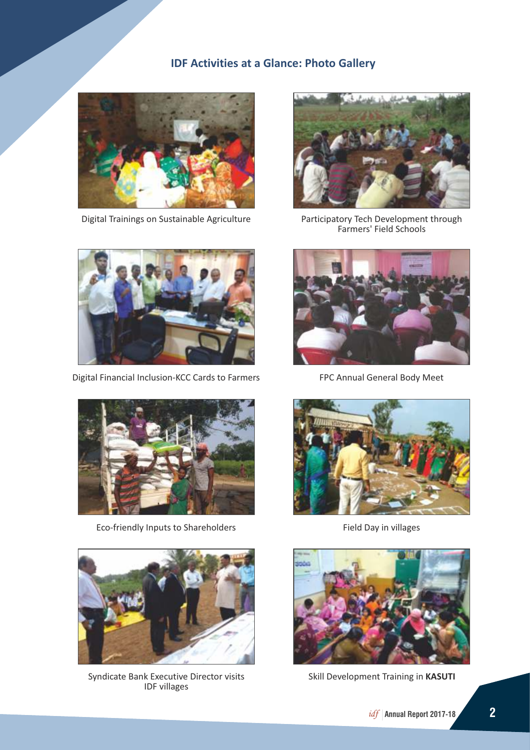## IDF Activities at a Glance: Photo Gallery

Digital Trainings on Sustainable Agriculture

Participatory Tech Development through Farmers' Field Schools

Digital Financial Inclusion-KCC Cards to Farmers

FPC Annual General Body Meet

Eco-friendly Inputs to Shareholders

Field Day in villages

Syndicate Bank Executive Director visits IDF villages

Skill Development Training in **KASUTI**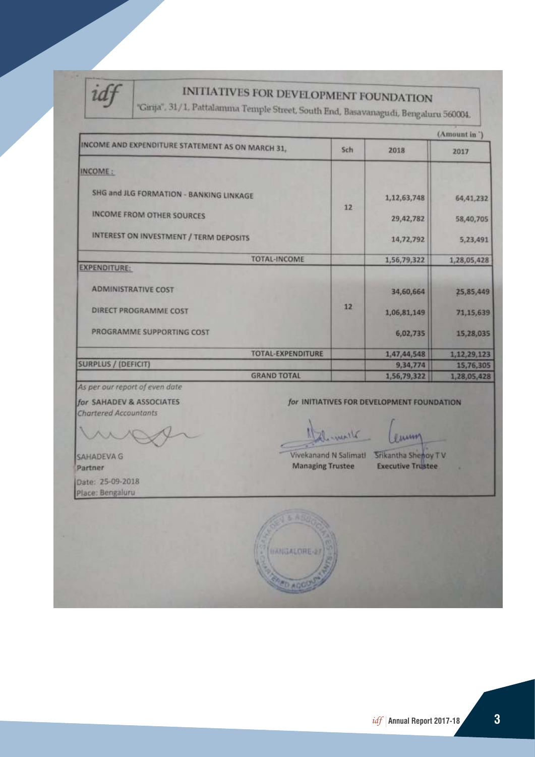# idf INITIATIVES FOR DEVELOPMENT FOUNDATION

"Girija", 31/1, Pattalamma Temple Street, South End, Basavanagudi, Bengaluru 560004.

(Amount in `)

| INCOME AND EXPENDITURE STATEMENT AS ON MARCH 31, | Sch | 2018 | 2017 |
|---|---|---|---|
| **INCOME :** | | | |
| SHG and JLG FORMATION - BANKING LINKAGE | 12 | 1,12,63,748 | 64,41,232 |
| INCOME FROM OTHER SOURCES | | 29,42,782 | 58,40,705 |
| INTEREST ON INVESTMENT / TERM DEPOSITS | | 14,72,792 | 5,23,491 |
| TOTAL-INCOME | | 1,56,79,322 | 1,28,05,428 |
| **EXPENDITURE:** | | | |
| ADMINISTRATIVE COST | 12 | 34,60,664 | 25,85,449 |
| DIRECT PROGRAMME COST | | 1,06,81,149 | 71,15,639 |
| PROGRAMME SUPPORTING COST | | 6,02,735 | 15,28,035 |
| TOTAL-EXPENDITURE | | 1,47,44,548 | 1,12,29,123 |
| SURPLUS / (DEFICIT) | | 9,34,774 | 15,76,305 |
| GRAND TOTAL | | 1,56,79,322 | 1,28,05,428 |

*As per our report of even date*

*for* SAHADEV & ASSOCIATES
*Chartered Accountants*

SAHADEVA G
Partner

Date: 25-09-2018
Place: Bengaluru

*for* INITIATIVES FOR DEVELOPMENT FOUNDATION

Vivekanand N Salimath
Managing Trustee

Srikantha Shenoy T V
Executive Trustee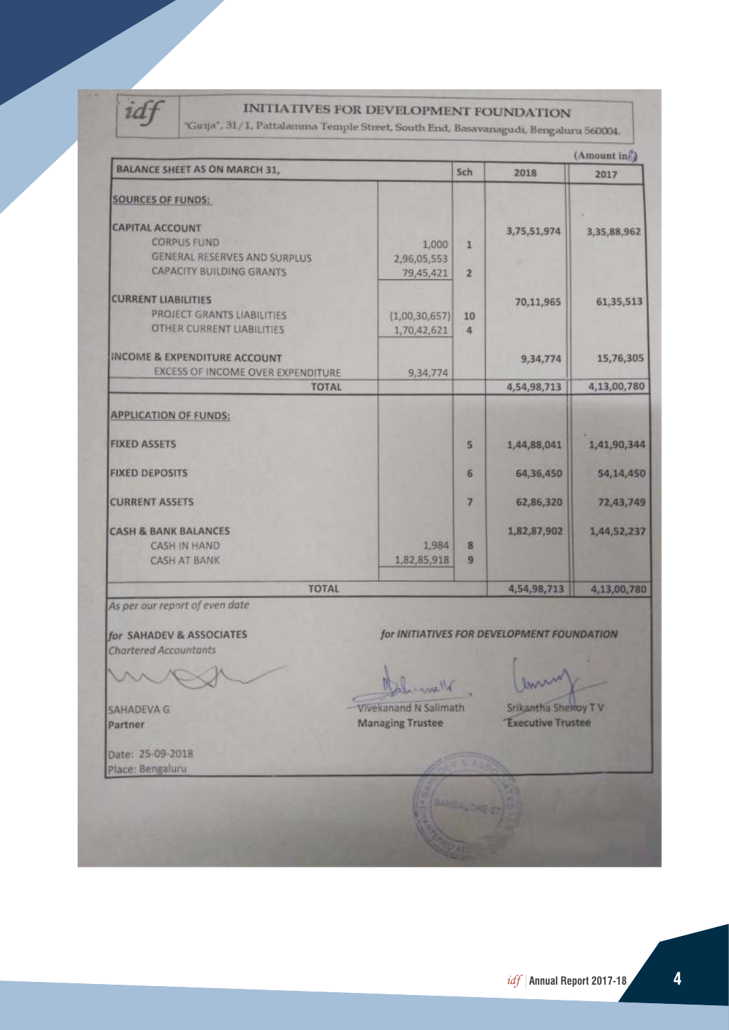**idf**

# INITIATIVES FOR DEVELOPMENT FOUNDATION

"Girija", 31/1, Pattalamma Temple Street, South End, Basavanagudi, Bengaluru 560004.

(Amount in ₹)

| BALANCE SHEET AS ON MARCH 31, | | Sch | 2018 | 2017 |
|---|---|---|---|---|
| **SOURCES OF FUNDS:** | | | | |
| CAPITAL ACCOUNT | | | 3,75,51,974 | 3,35,88,962 |
| CORPUS FUND | 1,000 | 1 | | |
| GENERAL RESERVES AND SURPLUS | 2,96,05,553 | | | |
| CAPACITY BUILDING GRANTS | 79,45,421 | 2 | | |
| CURRENT LIABILITIES | | | 70,11,965 | 61,35,513 |
| PROJECT GRANTS LIABILITIES | (1,00,30,657) | 10 | | |
| OTHER CURRENT LIABILITIES | 1,70,42,621 | 4 | | |
| INCOME & EXPENDITURE ACCOUNT | | | 9,34,774 | 15,76,305 |
| EXCESS OF INCOME OVER EXPENDITURE | 9,34,774 | | | |
| TOTAL | | | 4,54,98,713 | 4,13,00,780 |
| **APPLICATION OF FUNDS:** | | | | |
| FIXED ASSETS | | 5 | 1,44,88,041 | 1,41,90,344 |
| FIXED DEPOSITS | | 6 | 64,36,450 | 54,14,450 |
| CURRENT ASSETS | | 7 | 62,86,320 | 72,43,749 |
| CASH & BANK BALANCES | | | 1,82,87,902 | 1,44,52,237 |
| CASH IN HAND | 1,984 | 8 | | |
| CASH AT BANK | 1,82,85,918 | 9 | | |
| TOTAL | | | 4,54,98,713 | 4,13,00,780 |

*As per our report of even date*

*for* **SAHADEV & ASSOCIATES**
*Chartered Accountants*

SAHADEVA G
Partner

Date: 25-09-2018
Place: Bengaluru

***for INITIATIVES FOR DEVELOPMENT FOUNDATION***

Vivekanand N Salimath
**Managing Trustee**

Srikantha Shenoy T V
**Executive Trustee**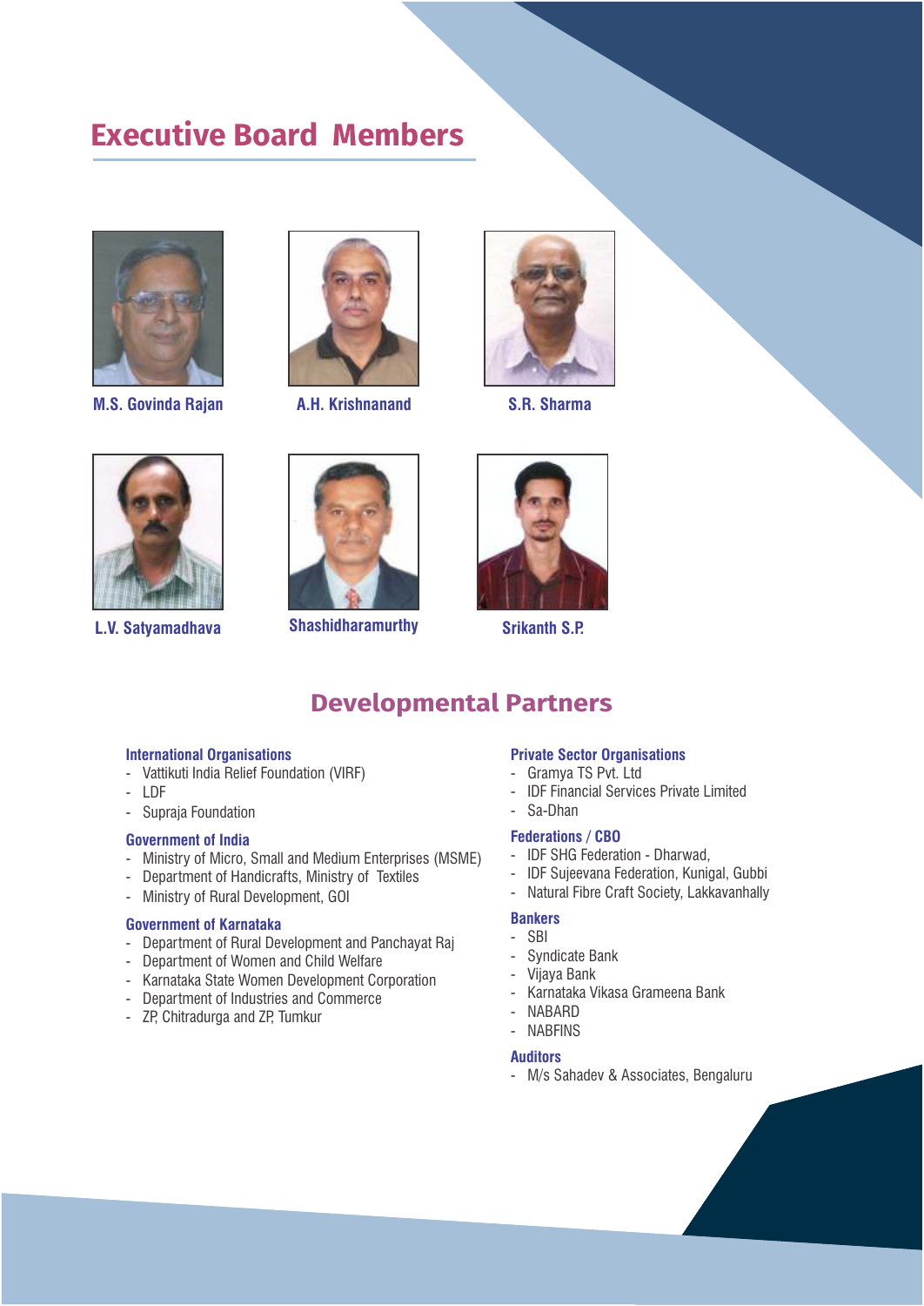## Executive Board Members

M.S. Govinda Rajan

A.H. Krishnanand

S.R. Sharma

L.V. Satyamadhava

Shashidharamurthy

Srikanth S.P.

## Developmental Partners

### International Organisations

- Vattikuti India Relief Foundation (VIRF)
- LDF
- Supraja Foundation

### Government of India

- Ministry of Micro, Small and Medium Enterprises (MSME)
- Department of Handicrafts, Ministry of Textiles
- Ministry of Rural Development, GOI

### Government of Karnataka

- Department of Rural Development and Panchayat Raj
- Department of Women and Child Welfare
- Karnataka State Women Development Corporation
- Department of Industries and Commerce
- ZP, Chitradurga and ZP, Tumkur

### Private Sector Organisations

- Gramya TS Pvt. Ltd
- IDF Financial Services Private Limited
- Sa-Dhan

### Federations / CBO

- IDF SHG Federation - Dharwad,
- IDF Sujeevana Federation, Kunigal, Gubbi
- Natural Fibre Craft Society, Lakkavanhally

### Bankers

- SBI
- Syndicate Bank
- Vijaya Bank
- Karnataka Vikasa Grameena Bank
- NABARD
- NABFINS

### Auditors

- M/s Sahadev & Associates, Bengaluru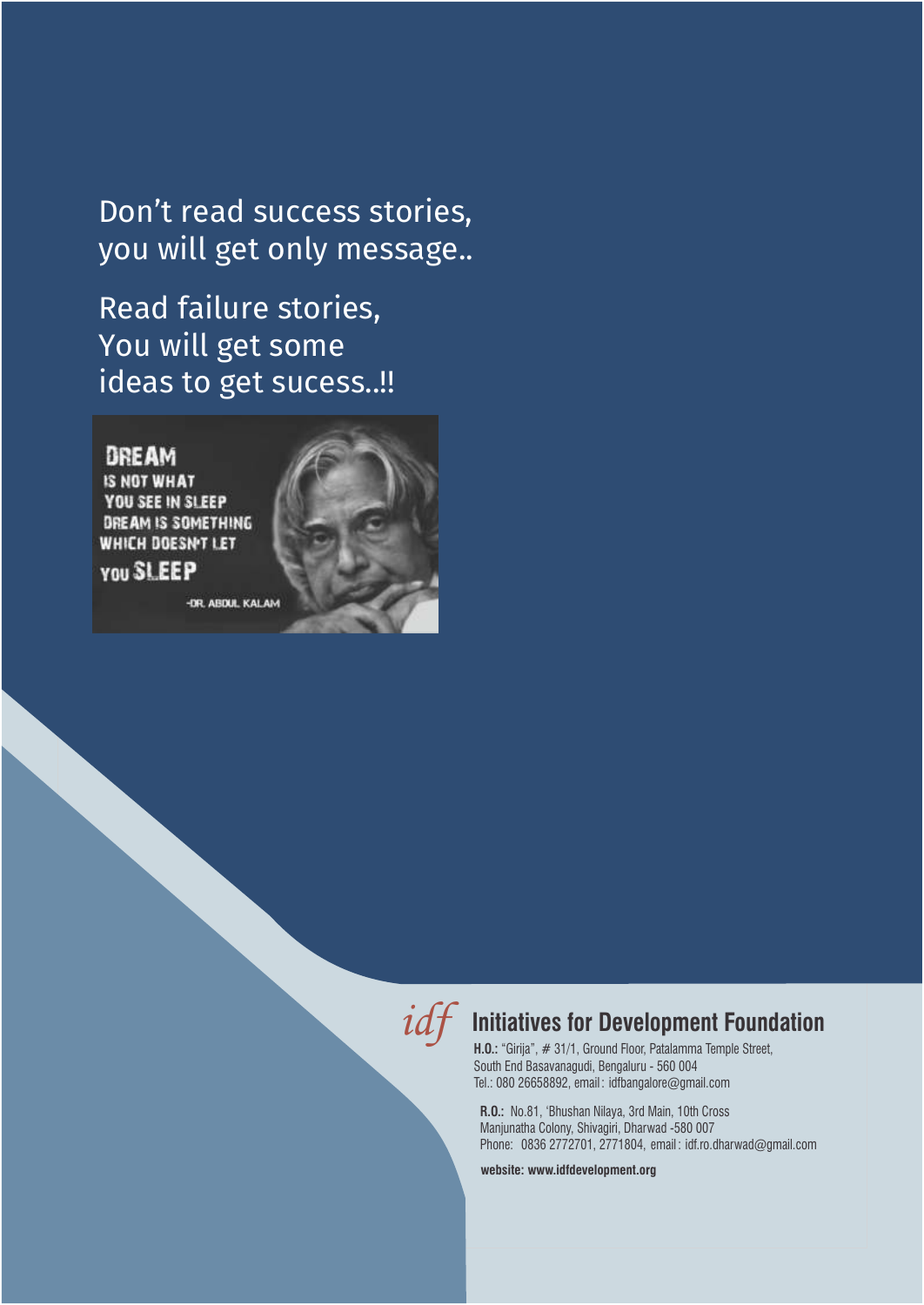Don't read success stories,
you will get only message..

Read failure stories,
You will get some
ideas to get sucess..!!

DREAM
IS NOT WHAT
YOU SEE IN SLEEP
DREAM IS SOMETHING
WHICH DOESN'T LET
YOU SLEEP

-DR. ABDUL KALAM

*idf* **Initiatives for Development Foundation**

**H.O.:** "Girija", # 31/1, Ground Floor, Patalamma Temple Street,
South End Basavanagudi, Bengaluru - 560 004
Tel.: 080 26658892, email : idfbangalore@gmail.com

**R.O.:** No.81, 'Bhushan Nilaya, 3rd Main, 10th Cross
Manjunatha Colony, Shivagiri, Dharwad -580 007
Phone: 0836 2772701, 2771804, email : idf.ro.dharwad@gmail.com

**website: www.idfdevelopment.org**